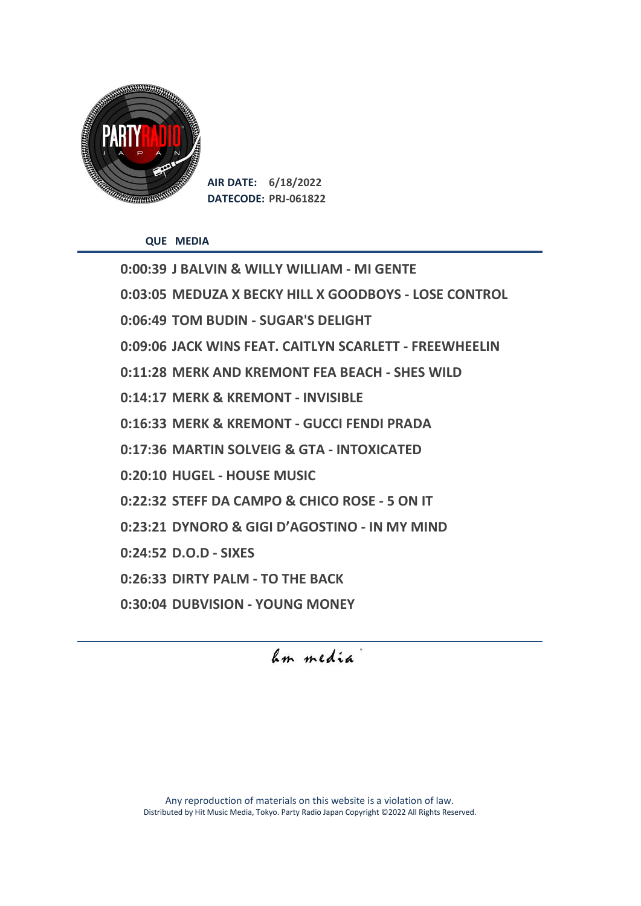**AIR DATE:** 6/18/2022
**DATECODE:** PRJ-061822

| QUE | MEDIA |
|---|---|
| 0:00:39 | J BALVIN & WILLY WILLIAM - MI GENTE |
| 0:03:05 | MEDUZA X BECKY HILL X GOODBOYS - LOSE CONTROL |
| 0:06:49 | TOM BUDIN - SUGAR'S DELIGHT |
| 0:09:06 | JACK WINS FEAT. CAITLYN SCARLETT - FREEWHEELIN |
| 0:11:28 | MERK AND KREMONT FEA BEACH - SHES WILD |
| 0:14:17 | MERK & KREMONT - INVISIBLE |
| 0:16:33 | MERK & KREMONT - GUCCI FENDI PRADA |
| 0:17:36 | MARTIN SOLVEIG & GTA - INTOXICATED |
| 0:20:10 | HUGEL - HOUSE MUSIC |
| 0:22:32 | STEFF DA CAMPO & CHICO ROSE - 5 ON IT |
| 0:23:21 | DYNORO & GIGI D'AGOSTINO - IN MY MIND |
| 0:24:52 | D.O.D - SIXES |
| 0:26:33 | DIRTY PALM - TO THE BACK |
| 0:30:04 | DUBVISION - YOUNG MONEY |

hm media

Any reproduction of materials on this website is a violation of law.
Distributed by Hit Music Media, Tokyo. Party Radio Japan Copyright ©2022 All Rights Reserved.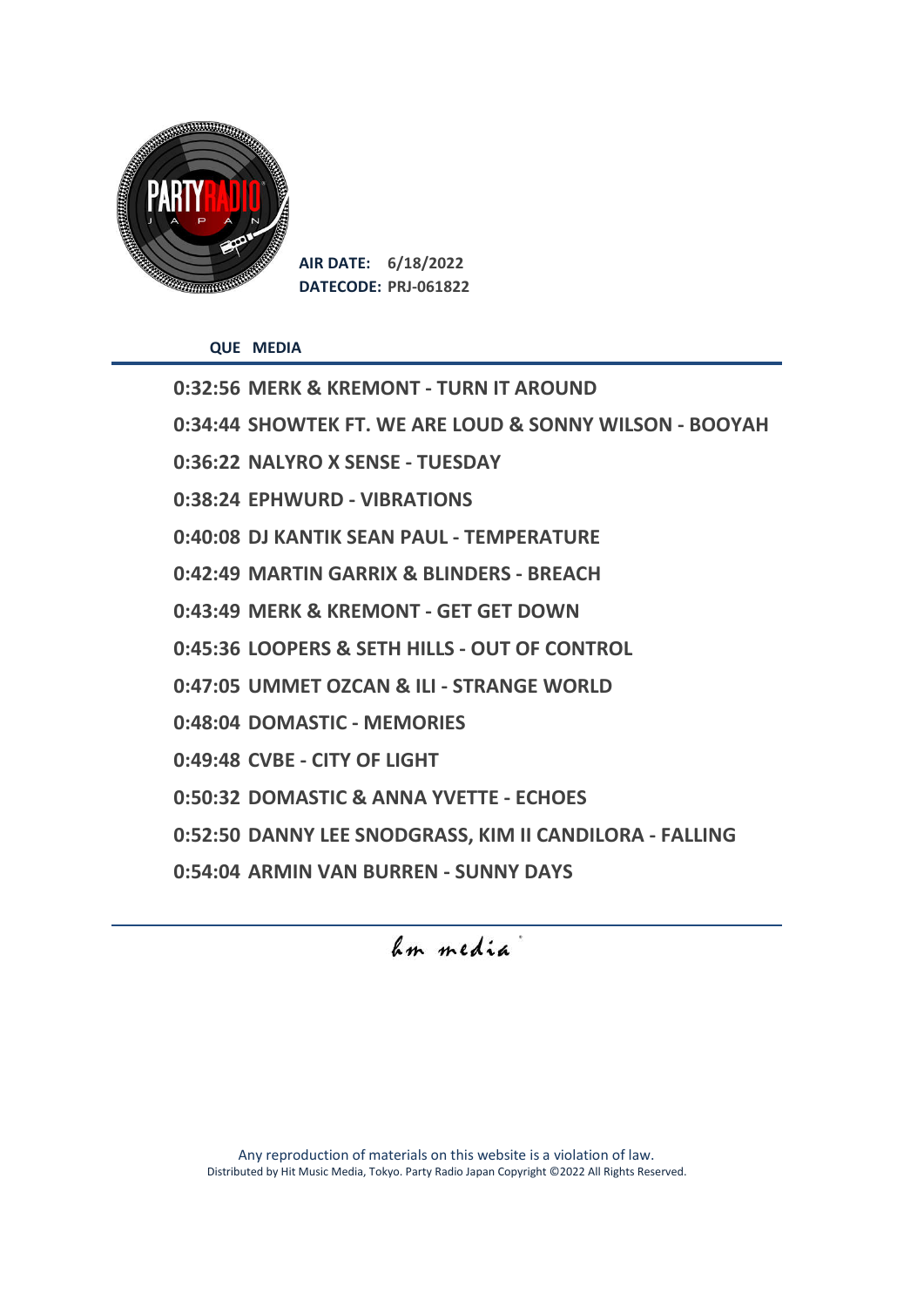**AIR DATE:** 6/18/2022
**DATECODE:** PRJ-061822

| QUE | MEDIA |
| --- | --- |
| 0:32:56 | MERK & KREMONT - TURN IT AROUND |
| 0:34:44 | SHOWTEK FT. WE ARE LOUD & SONNY WILSON - BOOYAH |
| 0:36:22 | NALYRO X SENSE - TUESDAY |
| 0:38:24 | EPHWURD - VIBRATIONS |
| 0:40:08 | DJ KANTIK SEAN PAUL - TEMPERATURE |
| 0:42:49 | MARTIN GARRIX & BLINDERS - BREACH |
| 0:43:49 | MERK & KREMONT - GET GET DOWN |
| 0:45:36 | LOOPERS & SETH HILLS - OUT OF CONTROL |
| 0:47:05 | UMMET OZCAN & ILI - STRANGE WORLD |
| 0:48:04 | DOMASTIC - MEMORIES |
| 0:49:48 | CVBE - CITY OF LIGHT |
| 0:50:32 | DOMASTIC & ANNA YVETTE - ECHOES |
| 0:52:50 | DANNY LEE SNODGRASS, KIM II CANDILORA - FALLING |
| 0:54:04 | ARMIN VAN BURREN - SUNNY DAYS |

hm media

Any reproduction of materials on this website is a violation of law.
Distributed by Hit Music Media, Tokyo. Party Radio Japan Copyright ©2022 All Rights Reserved.